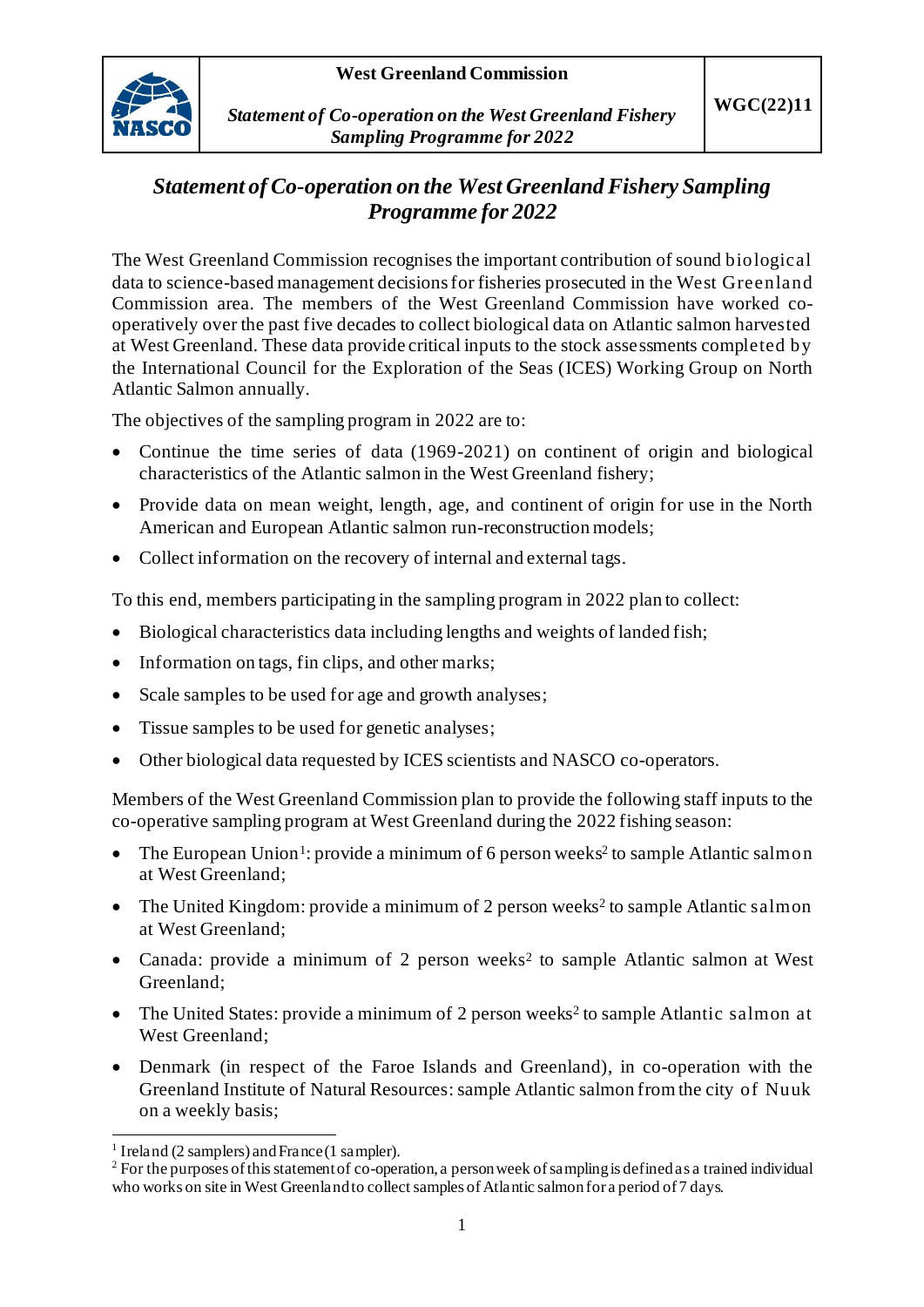# Statement of Co-operation on the West Greenland Fishery Sampling Programme for 2022

The West Greenland Commission recognises the important contribution of sound biological data to science-based management decisions for fisheries prosecuted in the West Greenland Commission area. The members of the West Greenland Commission have worked co-operatively over the past five decades to collect biological data on Atlantic salmon harvested at West Greenland. These data provide critical inputs to the stock assessments completed by the International Council for the Exploration of the Seas (ICES) Working Group on North Atlantic Salmon annually.

The objectives of the sampling program in 2022 are to:

- Continue the time series of data (1969-2021) on continent of origin and biological characteristics of the Atlantic salmon in the West Greenland fishery;
- Provide data on mean weight, length, age, and continent of origin for use in the North American and European Atlantic salmon run-reconstruction models;
- Collect information on the recovery of internal and external tags.

To this end, members participating in the sampling program in 2022 plan to collect:

- Biological characteristics data including lengths and weights of landed fish;
- Information on tags, fin clips, and other marks;
- Scale samples to be used for age and growth analyses;
- Tissue samples to be used for genetic analyses;
- Other biological data requested by ICES scientists and NASCO co-operators.

Members of the West Greenland Commission plan to provide the following staff inputs to the co-operative sampling program at West Greenland during the 2022 fishing season:

- The European Union[1]: provide a minimum of 6 person weeks[2] to sample Atlantic salmon at West Greenland;
- The United Kingdom: provide a minimum of 2 person weeks[2] to sample Atlantic salmon at West Greenland;
- Canada: provide a minimum of 2 person weeks[2] to sample Atlantic salmon at West Greenland;
- The United States: provide a minimum of 2 person weeks[2] to sample Atlantic salmon at West Greenland;
- Denmark (in respect of the Faroe Islands and Greenland), in co-operation with the Greenland Institute of Natural Resources: sample Atlantic salmon from the city of Nuuk on a weekly basis;

---

[1] Ireland (2 samplers) and France (1 sampler).

[2] For the purposes of this statement of co-operation, a person week of sampling is defined as a trained individual who works on site in West Greenland to collect samples of Atlantic salmon for a period of 7 days.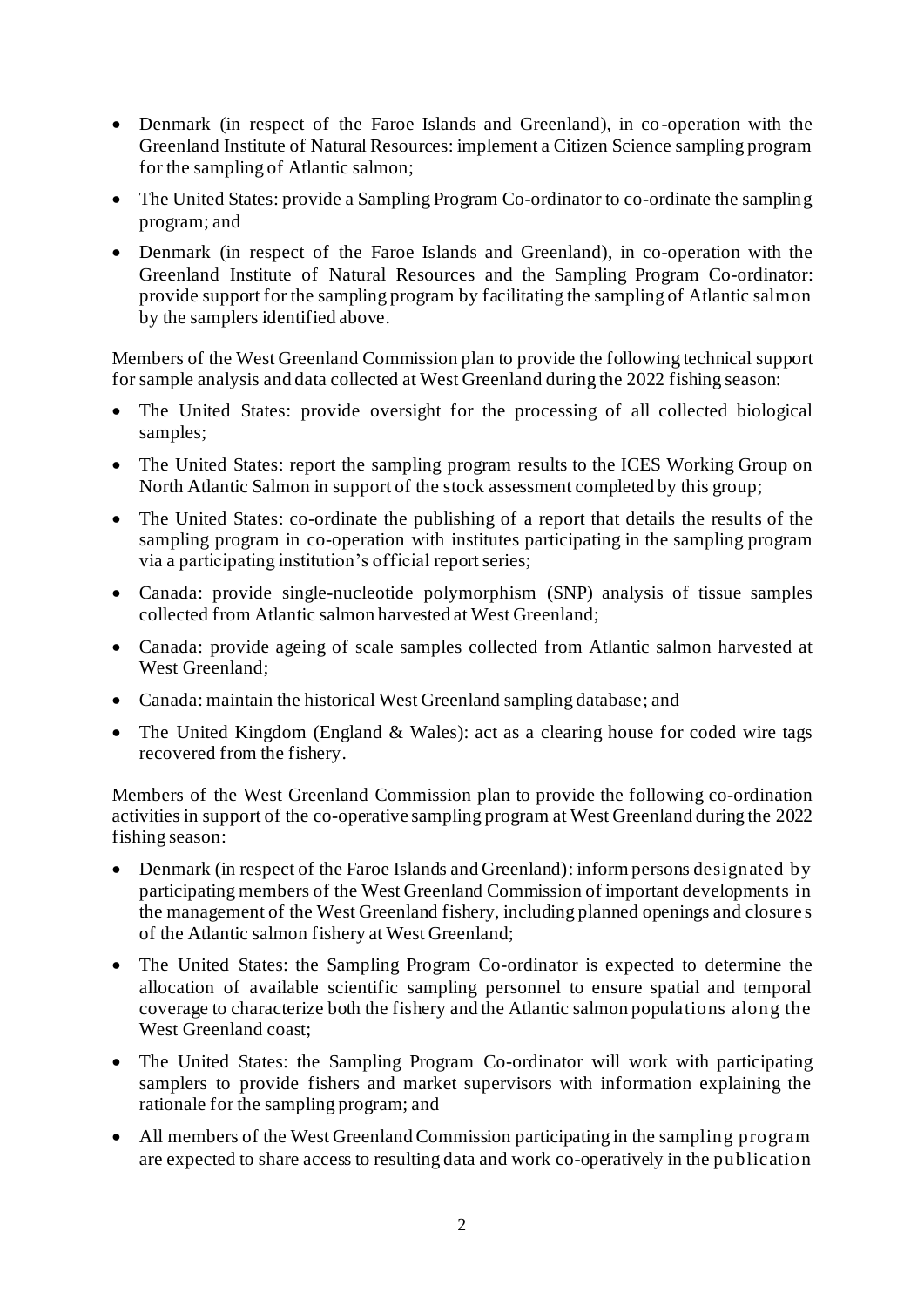- Denmark (in respect of the Faroe Islands and Greenland), in co-operation with the Greenland Institute of Natural Resources: implement a Citizen Science sampling program for the sampling of Atlantic salmon;
- The United States: provide a Sampling Program Co-ordinator to co-ordinate the sampling program; and
- Denmark (in respect of the Faroe Islands and Greenland), in co-operation with the Greenland Institute of Natural Resources and the Sampling Program Co-ordinator: provide support for the sampling program by facilitating the sampling of Atlantic salmon by the samplers identified above.

Members of the West Greenland Commission plan to provide the following technical support for sample analysis and data collected at West Greenland during the 2022 fishing season:

- The United States: provide oversight for the processing of all collected biological samples;
- The United States: report the sampling program results to the ICES Working Group on North Atlantic Salmon in support of the stock assessment completed by this group;
- The United States: co-ordinate the publishing of a report that details the results of the sampling program in co-operation with institutes participating in the sampling program via a participating institution's official report series;
- Canada: provide single-nucleotide polymorphism (SNP) analysis of tissue samples collected from Atlantic salmon harvested at West Greenland;
- Canada: provide ageing of scale samples collected from Atlantic salmon harvested at West Greenland;
- Canada: maintain the historical West Greenland sampling database; and
- The United Kingdom (England & Wales): act as a clearing house for coded wire tags recovered from the fishery.

Members of the West Greenland Commission plan to provide the following co-ordination activities in support of the co-operative sampling program at West Greenland during the 2022 fishing season:

- Denmark (in respect of the Faroe Islands and Greenland): inform persons designated by participating members of the West Greenland Commission of important developments in the management of the West Greenland fishery, including planned openings and closures of the Atlantic salmon fishery at West Greenland;
- The United States: the Sampling Program Co-ordinator is expected to determine the allocation of available scientific sampling personnel to ensure spatial and temporal coverage to characterize both the fishery and the Atlantic salmon populations along the West Greenland coast;
- The United States: the Sampling Program Co-ordinator will work with participating samplers to provide fishers and market supervisors with information explaining the rationale for the sampling program; and
- All members of the West Greenland Commission participating in the sampling program are expected to share access to resulting data and work co-operatively in the publication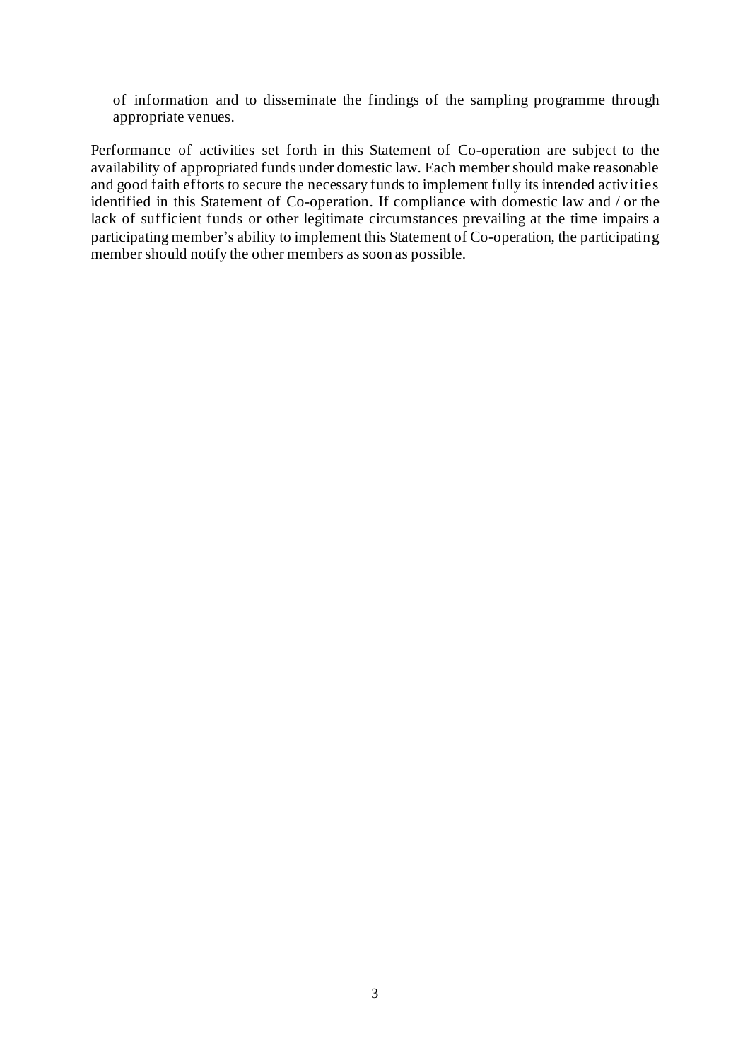of information and to disseminate the findings of the sampling programme through appropriate venues.

Performance of activities set forth in this Statement of Co-operation are subject to the availability of appropriated funds under domestic law. Each member should make reasonable and good faith efforts to secure the necessary funds to implement fully its intended activities identified in this Statement of Co-operation. If compliance with domestic law and / or the lack of sufficient funds or other legitimate circumstances prevailing at the time impairs a participating member's ability to implement this Statement of Co-operation, the participating member should notify the other members as soon as possible.